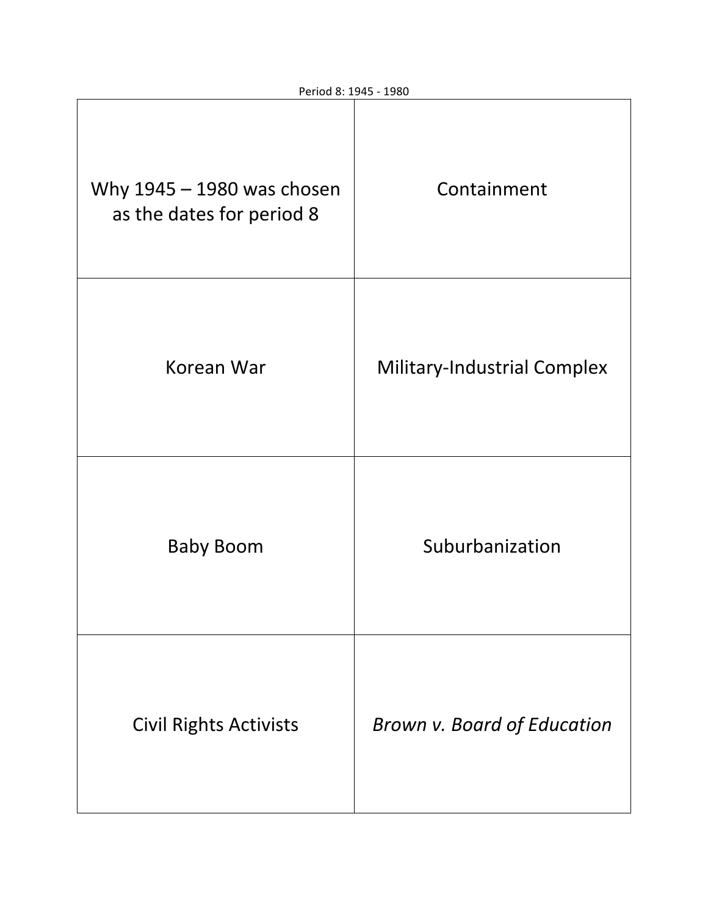Period 8: 1945 - 1980

| | |
|---|---|
| Why 1945 – 1980 was chosen as the dates for period 8 | Containment |
| Korean War | Military-Industrial Complex |
| Baby Boom | Suburbanization |
| Civil Rights Activists | *Brown v. Board of Education* |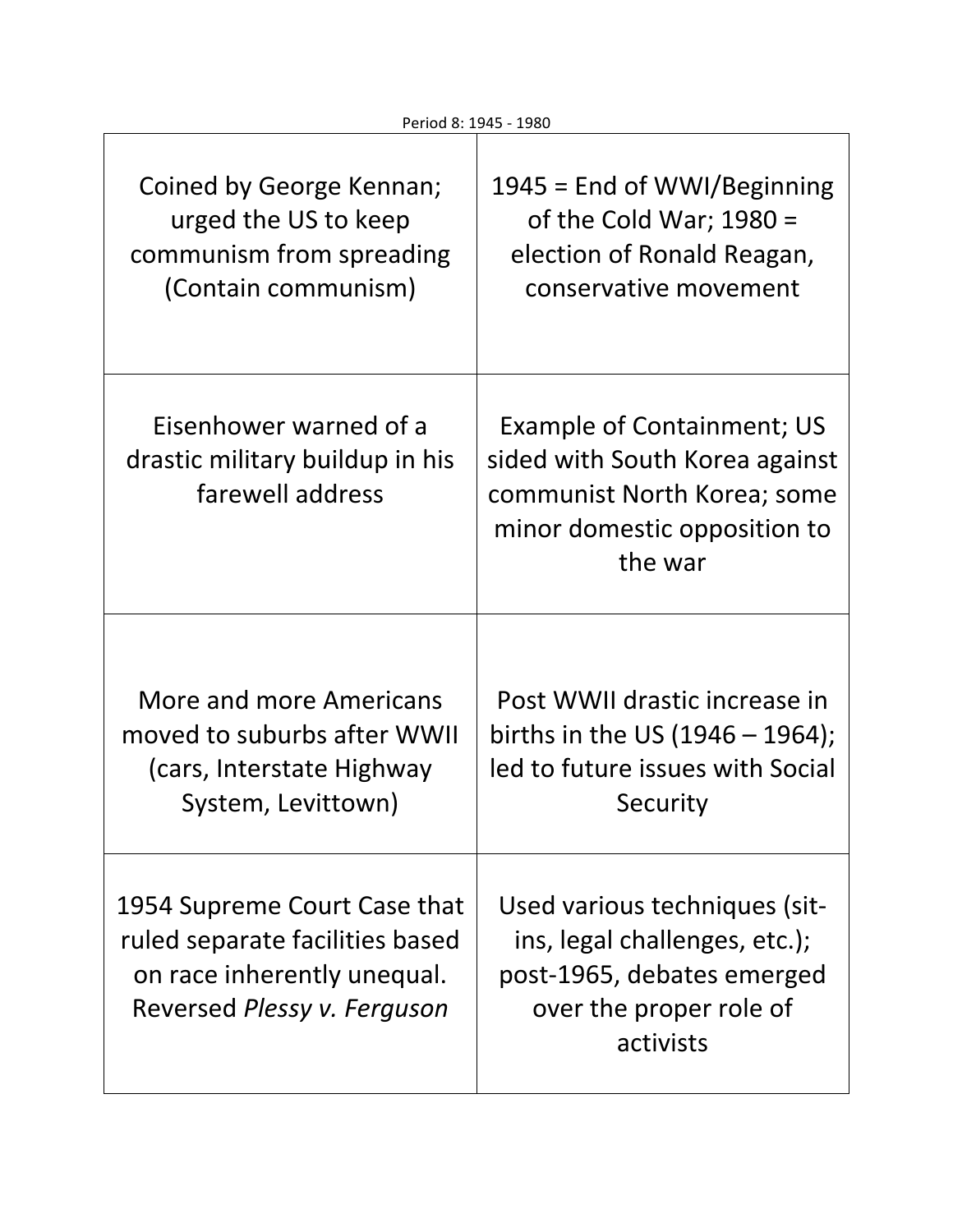Period 8: 1945 - 1980

| | |
|---|---|
| Coined by George Kennan; urged the US to keep communism from spreading (Contain communism) | 1945 = End of WWI/Beginning of the Cold War; 1980 = election of Ronald Reagan, conservative movement |
| Eisenhower warned of a drastic military buildup in his farewell address | Example of Containment; US sided with South Korea against communist North Korea; some minor domestic opposition to the war |
| More and more Americans moved to suburbs after WWII (cars, Interstate Highway System, Levittown) | Post WWII drastic increase in births in the US (1946 – 1964); led to future issues with Social Security |
| 1954 Supreme Court Case that ruled separate facilities based on race inherently unequal. Reversed *Plessy v. Ferguson* | Used various techniques (sit-ins, legal challenges, etc.); post-1965, debates emerged over the proper role of activists |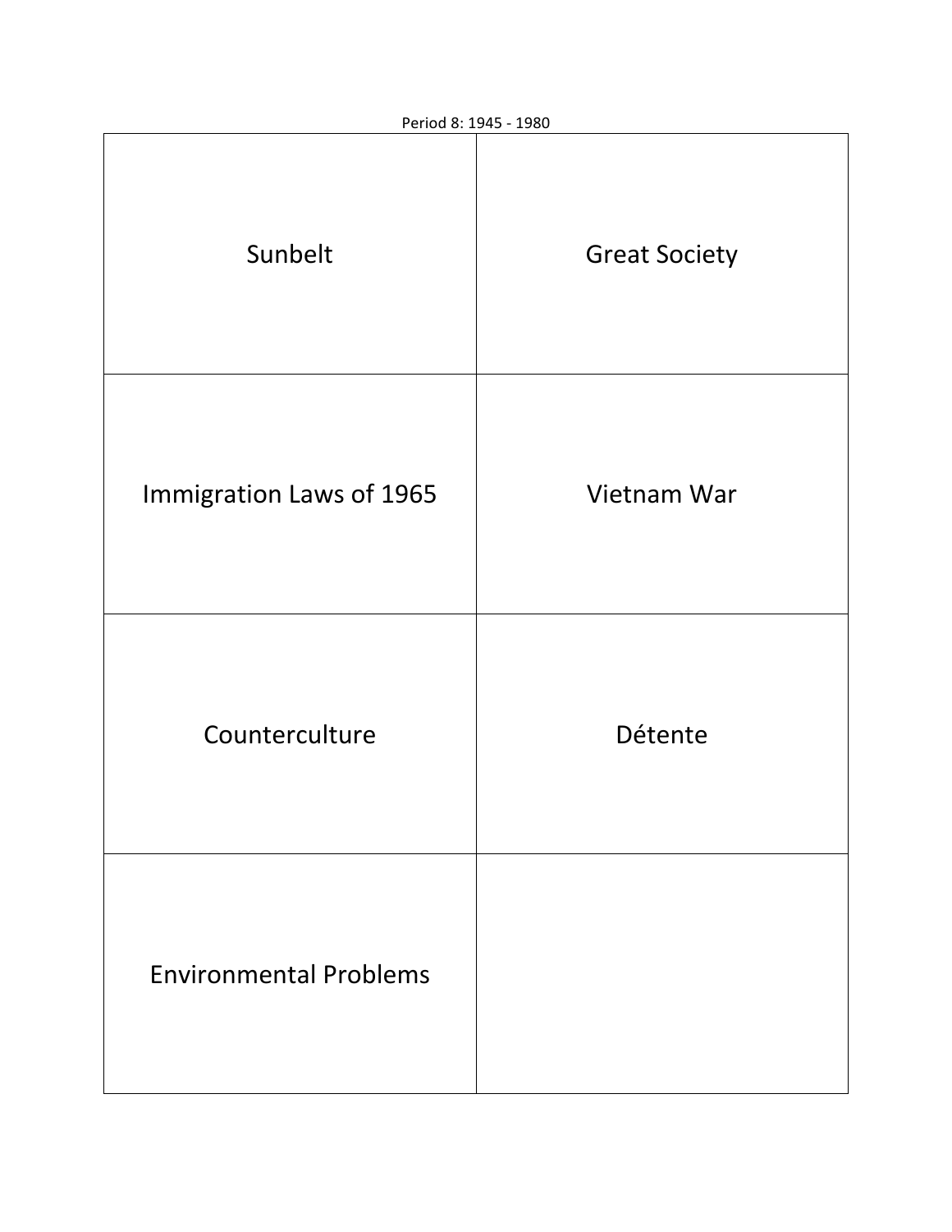Period 8: 1945 - 1980

| | |
|---|---|
| Sunbelt | Great Society |
| Immigration Laws of 1965 | Vietnam War |
| Counterculture | Détente |
| Environmental Problems | |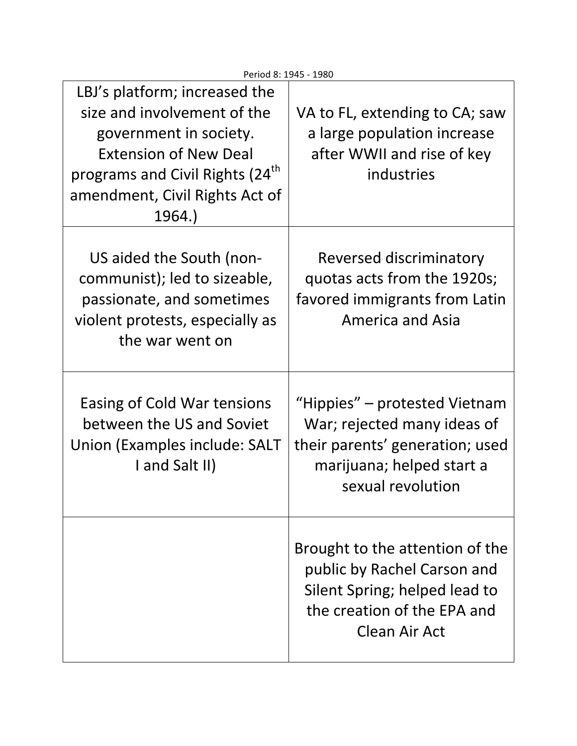Period 8: 1945 - 1980

| | |
|---|---|
| LBJ's platform; increased the size and involvement of the government in society. Extension of New Deal programs and Civil Rights (24th amendment, Civil Rights Act of 1964.) | VA to FL, extending to CA; saw a large population increase after WWII and rise of key industries |
| US aided the South (non-communist); led to sizeable, passionate, and sometimes violent protests, especially as the war went on | Reversed discriminatory quotas acts from the 1920s; favored immigrants from Latin America and Asia |
| Easing of Cold War tensions between the US and Soviet Union (Examples include: SALT I and Salt II) | "Hippies" – protested Vietnam War; rejected many ideas of their parents' generation; used marijuana; helped start a sexual revolution |
| | Brought to the attention of the public by Rachel Carson and Silent Spring; helped lead to the creation of the EPA and Clean Air Act |